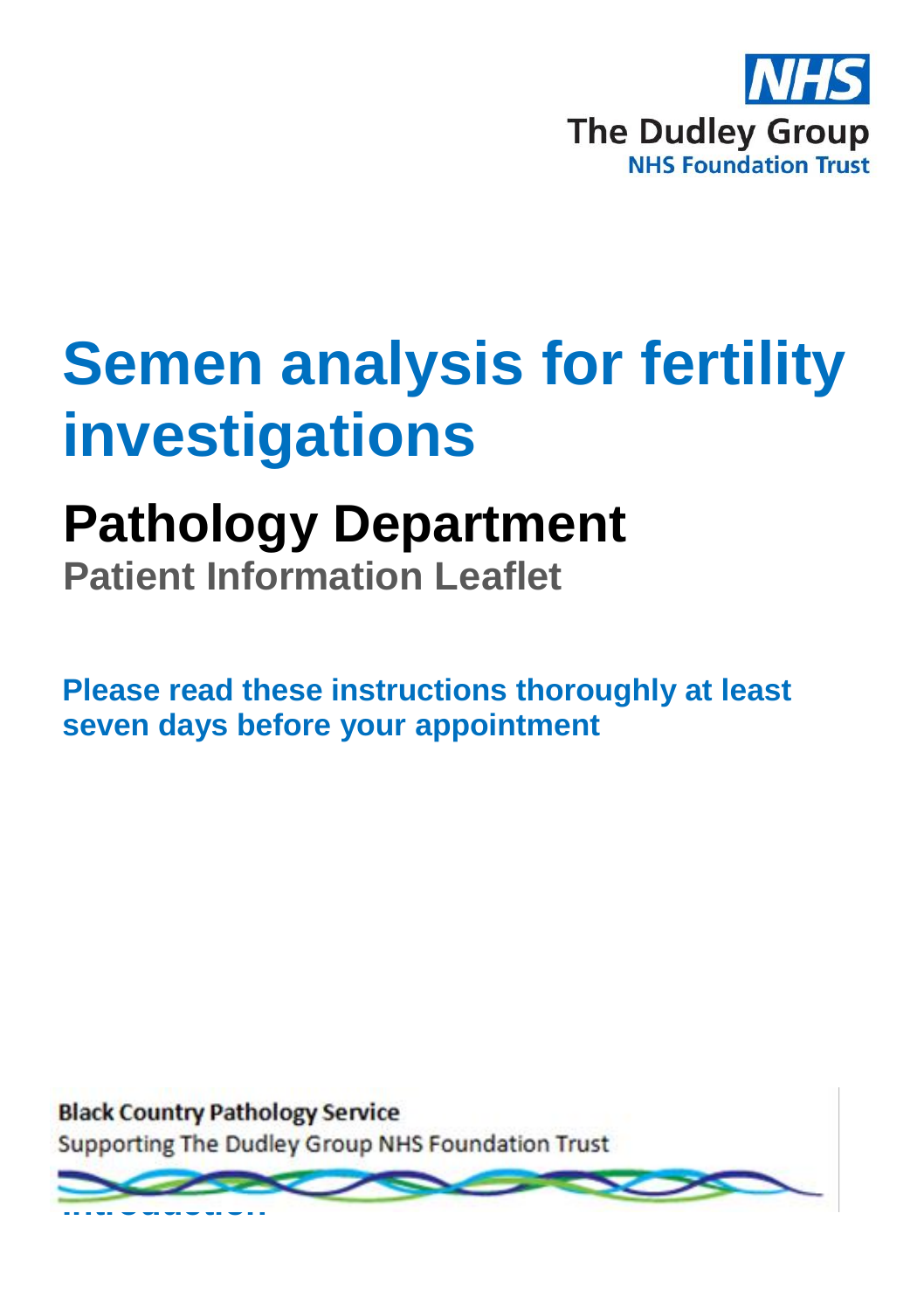NHS
The Dudley Group
NHS Foundation Trust

# Semen analysis for fertility investigations

## Pathology Department

### Patient Information Leaflet

**Please read these instructions thoroughly at least seven days before your appointment**

Black Country Pathology Service
Supporting The Dudley Group NHS Foundation Trust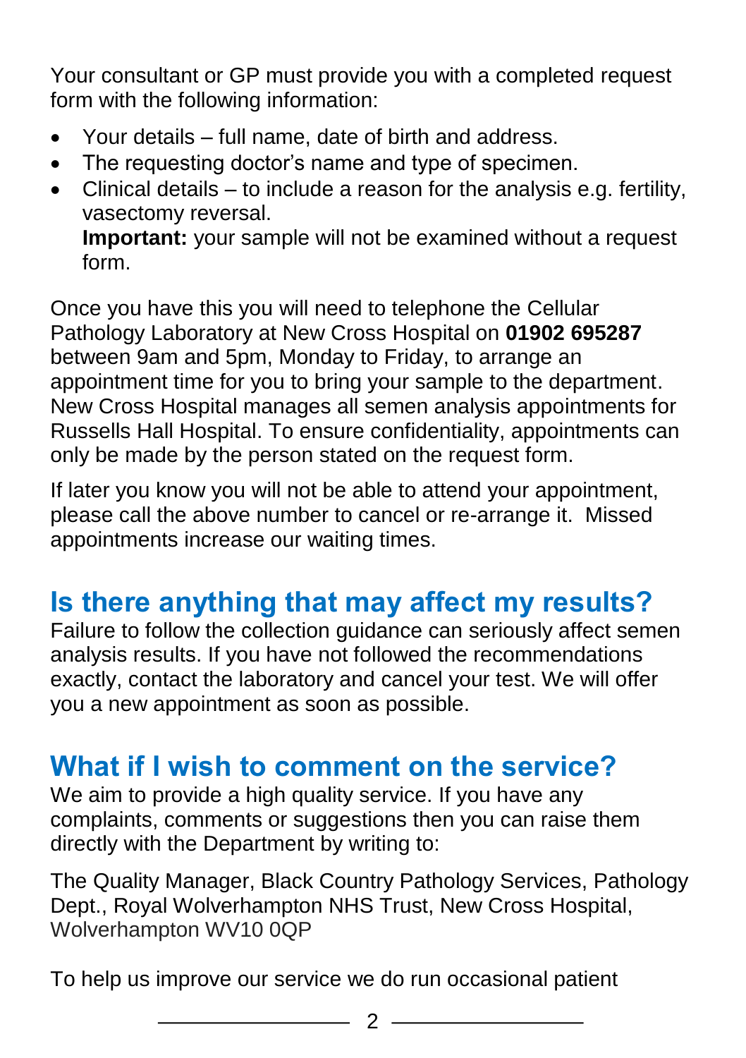Your consultant or GP must provide you with a completed request form with the following information:

- Your details – full name, date of birth and address.
- The requesting doctor's name and type of specimen.
- Clinical details – to include a reason for the analysis e.g. fertility, vasectomy reversal.
  **Important:** your sample will not be examined without a request form.

Once you have this you will need to telephone the Cellular Pathology Laboratory at New Cross Hospital on **01902 695287** between 9am and 5pm, Monday to Friday, to arrange an appointment time for you to bring your sample to the department. New Cross Hospital manages all semen analysis appointments for Russells Hall Hospital. To ensure confidentiality, appointments can only be made by the person stated on the request form.

If later you know you will not be able to attend your appointment, please call the above number to cancel or re-arrange it. Missed appointments increase our waiting times.

## Is there anything that may affect my results?

Failure to follow the collection guidance can seriously affect semen analysis results. If you have not followed the recommendations exactly, contact the laboratory and cancel your test. We will offer you a new appointment as soon as possible.

## What if I wish to comment on the service?

We aim to provide a high quality service. If you have any complaints, comments or suggestions then you can raise them directly with the Department by writing to:

The Quality Manager, Black Country Pathology Services, Pathology Dept., Royal Wolverhampton NHS Trust, New Cross Hospital, Wolverhampton WV10 0QP

To help us improve our service we do run occasional patient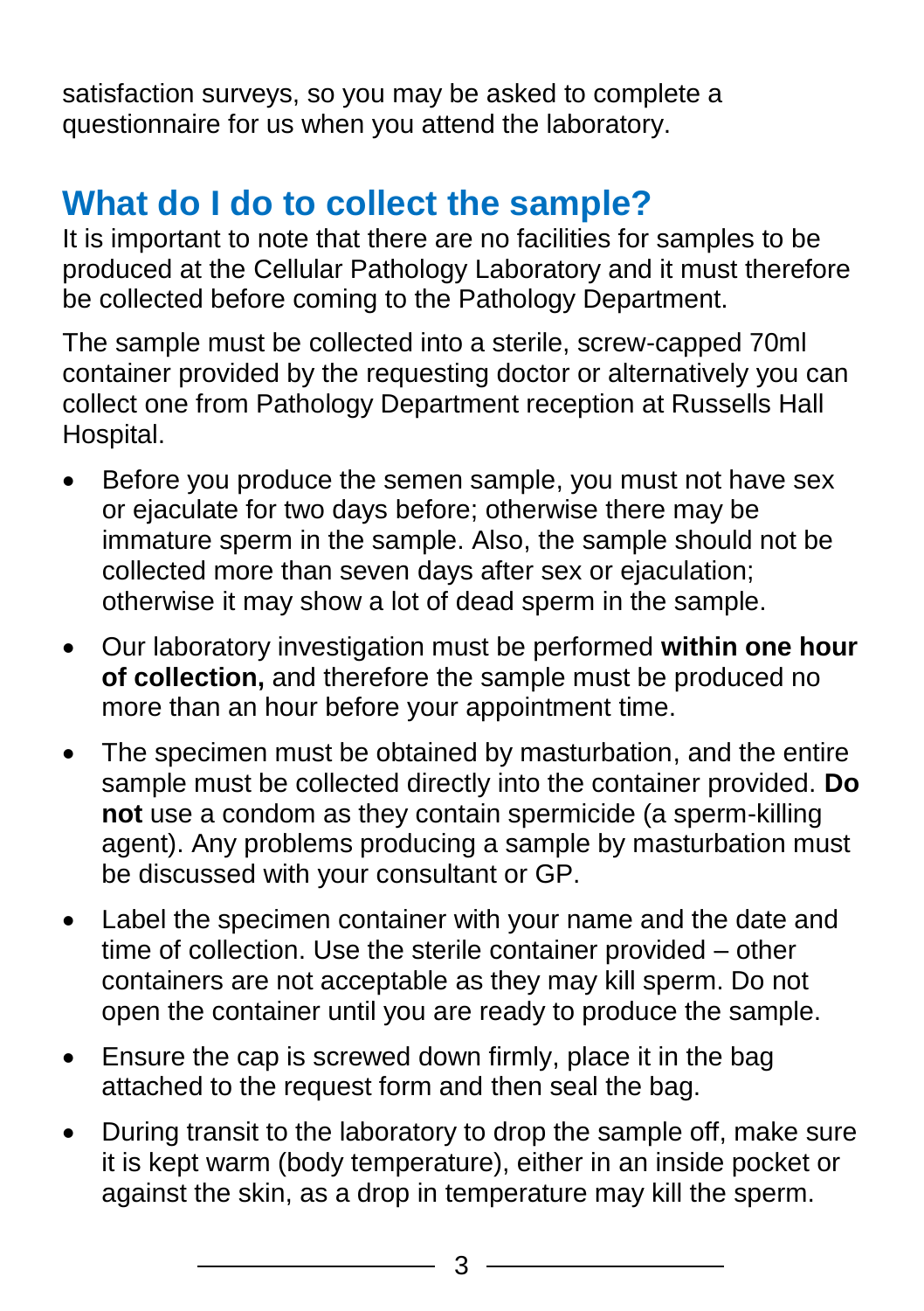satisfaction surveys, so you may be asked to complete a questionnaire for us when you attend the laboratory.

## What do I do to collect the sample?

It is important to note that there are no facilities for samples to be produced at the Cellular Pathology Laboratory and it must therefore be collected before coming to the Pathology Department.

The sample must be collected into a sterile, screw-capped 70ml container provided by the requesting doctor or alternatively you can collect one from Pathology Department reception at Russells Hall Hospital.

- Before you produce the semen sample, you must not have sex or ejaculate for two days before; otherwise there may be immature sperm in the sample. Also, the sample should not be collected more than seven days after sex or ejaculation; otherwise it may show a lot of dead sperm in the sample.
- Our laboratory investigation must be performed **within one hour of collection,** and therefore the sample must be produced no more than an hour before your appointment time.
- The specimen must be obtained by masturbation, and the entire sample must be collected directly into the container provided. **Do not** use a condom as they contain spermicide (a sperm-killing agent). Any problems producing a sample by masturbation must be discussed with your consultant or GP.
- Label the specimen container with your name and the date and time of collection. Use the sterile container provided – other containers are not acceptable as they may kill sperm. Do not open the container until you are ready to produce the sample.
- Ensure the cap is screwed down firmly, place it in the bag attached to the request form and then seal the bag.
- During transit to the laboratory to drop the sample off, make sure it is kept warm (body temperature), either in an inside pocket or against the skin, as a drop in temperature may kill the sperm.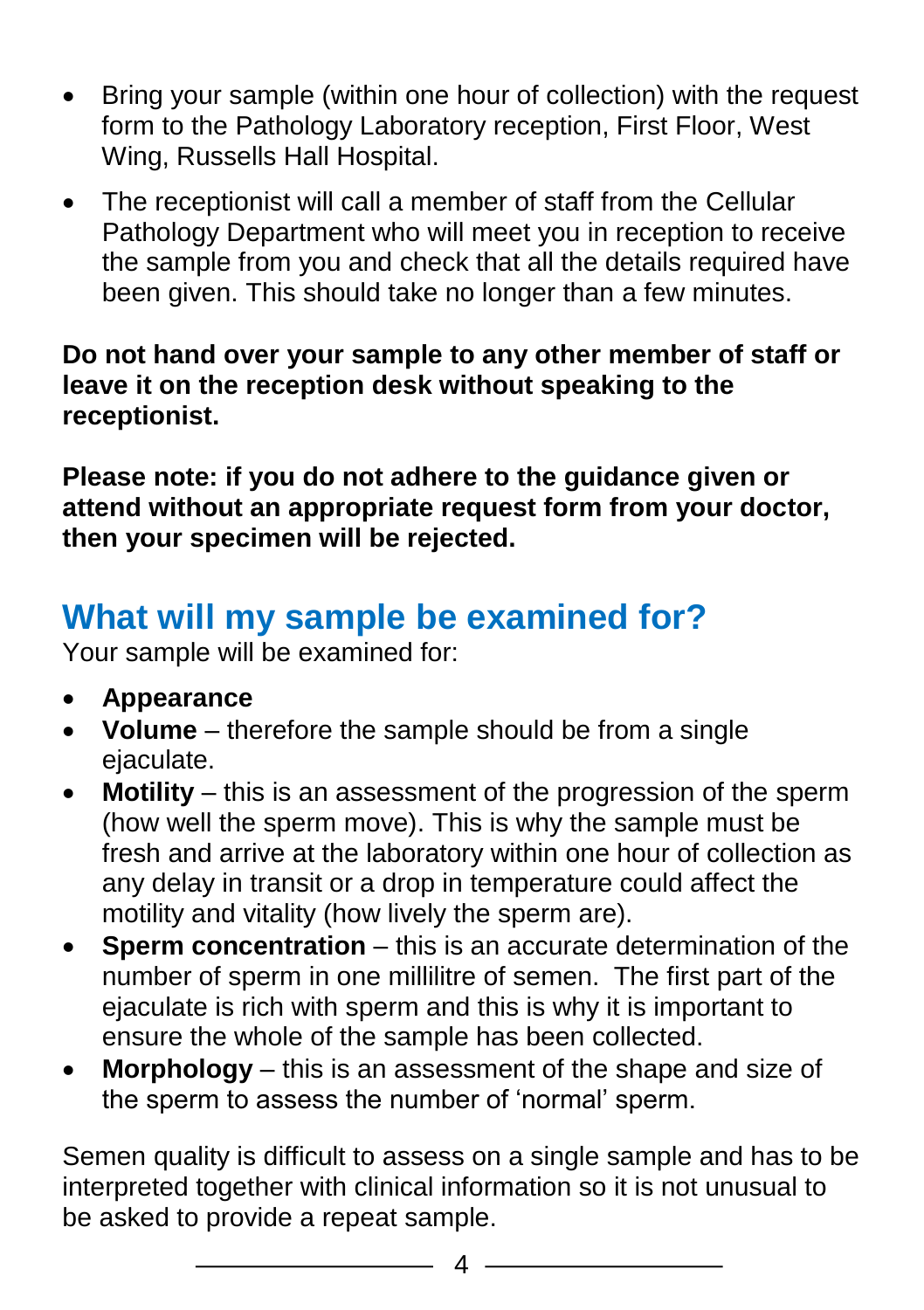- Bring your sample (within one hour of collection) with the request form to the Pathology Laboratory reception, First Floor, West Wing, Russells Hall Hospital.
- The receptionist will call a member of staff from the Cellular Pathology Department who will meet you in reception to receive the sample from you and check that all the details required have been given. This should take no longer than a few minutes.

**Do not hand over your sample to any other member of staff or leave it on the reception desk without speaking to the receptionist.**

**Please note: if you do not adhere to the guidance given or attend without an appropriate request form from your doctor, then your specimen will be rejected.**

## What will my sample be examined for?

Your sample will be examined for:

- **Appearance**
- **Volume** – therefore the sample should be from a single ejaculate.
- **Motility** – this is an assessment of the progression of the sperm (how well the sperm move). This is why the sample must be fresh and arrive at the laboratory within one hour of collection as any delay in transit or a drop in temperature could affect the motility and vitality (how lively the sperm are).
- **Sperm concentration** – this is an accurate determination of the number of sperm in one millilitre of semen. The first part of the ejaculate is rich with sperm and this is why it is important to ensure the whole of the sample has been collected.
- **Morphology** – this is an assessment of the shape and size of the sperm to assess the number of 'normal' sperm.

Semen quality is difficult to assess on a single sample and has to be interpreted together with clinical information so it is not unusual to be asked to provide a repeat sample.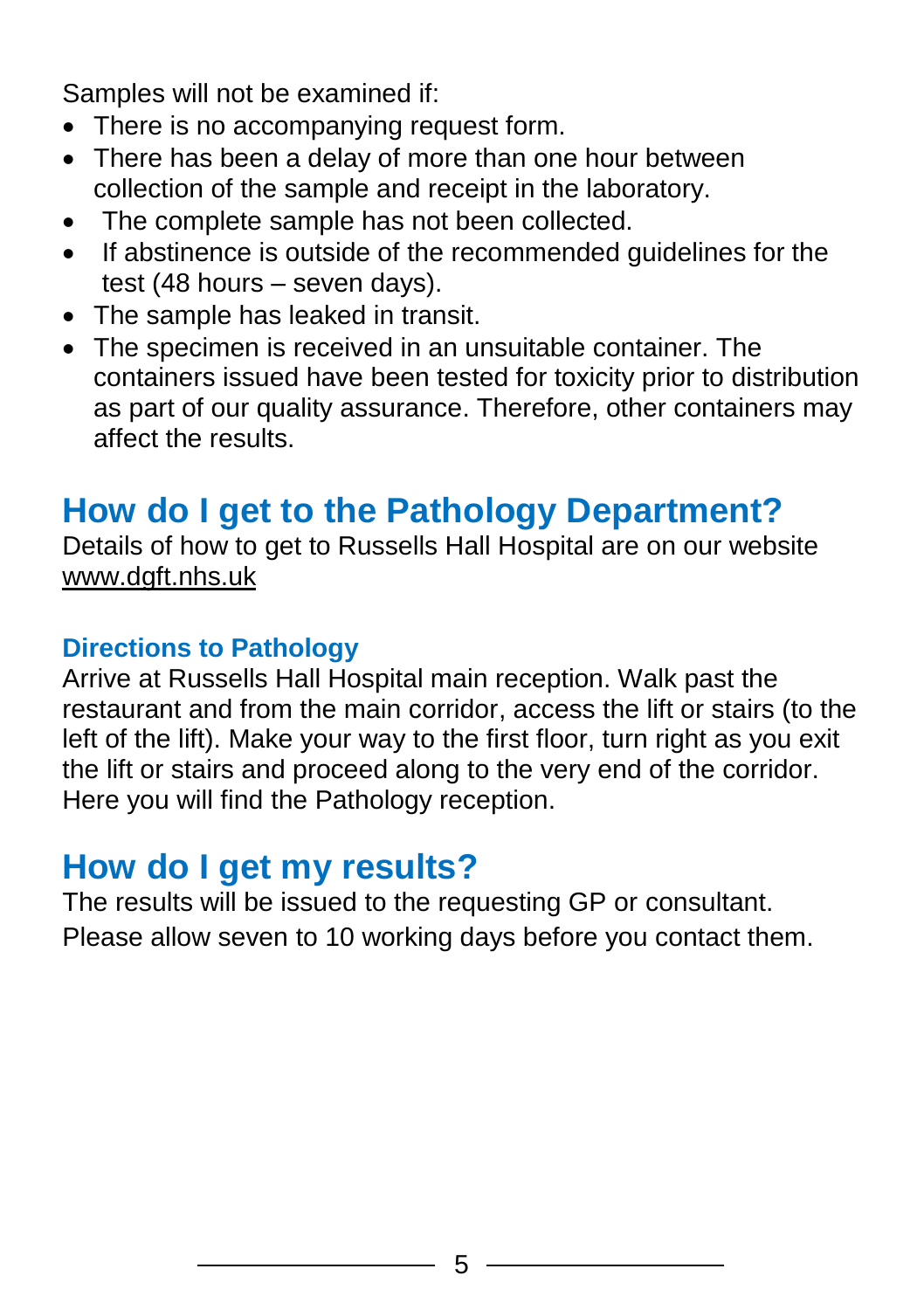Samples will not be examined if:

- There is no accompanying request form.
- There has been a delay of more than one hour between collection of the sample and receipt in the laboratory.
- The complete sample has not been collected.
- If abstinence is outside of the recommended guidelines for the test (48 hours – seven days).
- The sample has leaked in transit.
- The specimen is received in an unsuitable container. The containers issued have been tested for toxicity prior to distribution as part of our quality assurance. Therefore, other containers may affect the results.

## How do I get to the Pathology Department?

Details of how to get to Russells Hall Hospital are on our website www.dgft.nhs.uk

### Directions to Pathology

Arrive at Russells Hall Hospital main reception. Walk past the restaurant and from the main corridor, access the lift or stairs (to the left of the lift). Make your way to the first floor, turn right as you exit the lift or stairs and proceed along to the very end of the corridor. Here you will find the Pathology reception.

## How do I get my results?

The results will be issued to the requesting GP or consultant.
Please allow seven to 10 working days before you contact them.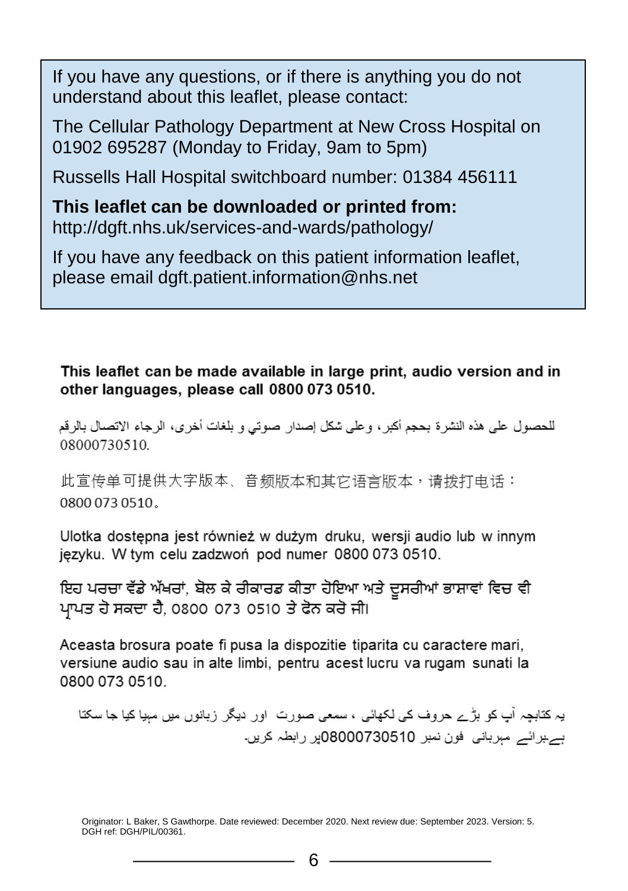If you have any questions, or if there is anything you do not understand about this leaflet, please contact:

The Cellular Pathology Department at New Cross Hospital on 01902 695287 (Monday to Friday, 9am to 5pm)

Russells Hall Hospital switchboard number: 01384 456111

**This leaflet can be downloaded or printed from:**
http://dgft.nhs.uk/services-and-wards/pathology/

If you have any feedback on this patient information leaflet, please email dgft.patient.information@nhs.net

**This leaflet can be made available in large print, audio version and in other languages, please call 0800 073 0510.**

للحصول على هذه النشرة بحجم أكبر، وعلى شكل إصدار صوتي و بلغات أخرى، الرجاء الاتصال بالرقم 08000730510.

此宣传单可提供大字版本、音频版本和其它语言版本，请拨打电话：0800 073 0510。

Ulotka dostępna jest również w dużym druku, wersji audio lub w innym języku. W tym celu zadzwoń pod numer 0800 073 0510.

ਇਹ ਪਰਚਾ ਵੱਡੇ ਅੱਖਰਾਂ, ਬੋਲ ਕੇ ਰੀਕਾਰਡ ਕੀਤਾ ਹੋਇਆ ਅਤੇ ਦੂਸਰੀਆਂ ਭਾਸ਼ਾਵਾਂ ਵਿਚ ਵੀ ਪ੍ਰਾਪਤ ਹੋ ਸਕਦਾ ਹੈ, 0800 073 0510 ਤੇ ਫੋਨ ਕਰੋ ਜੀ।

Aceasta brosura poate fi pusa la dispozitie tiparita cu caractere mari, versiune audio sau in alte limbi, pentru acest lucru va rugam sunati la 0800 073 0510.

یہ کتابچہ آپ کو بڑے حروف کی لکھائی ، سمعی صورت اور دیگر زبانوں میں مہیا کیا جا سکتا ہے۔برائے مہربانی فون نمبر 08000730510پر رابطہ کریں۔

Originator: L Baker, S Gawthorpe. Date reviewed: December 2020. Next review due: September 2023. Version: 5. DGH ref: DGH/PIL/00361.